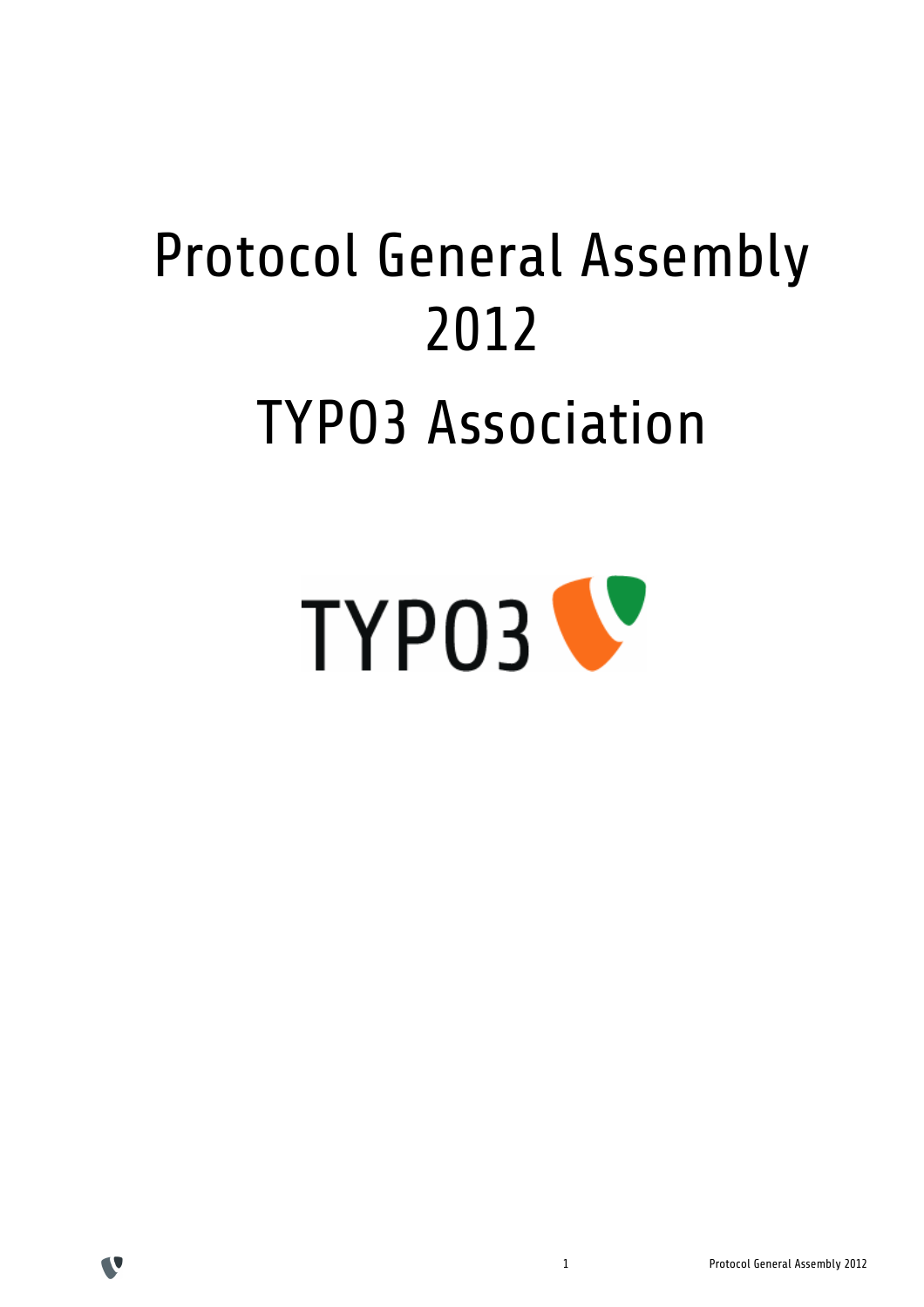# Protocol General Assembly 2012

# TYPO3 Association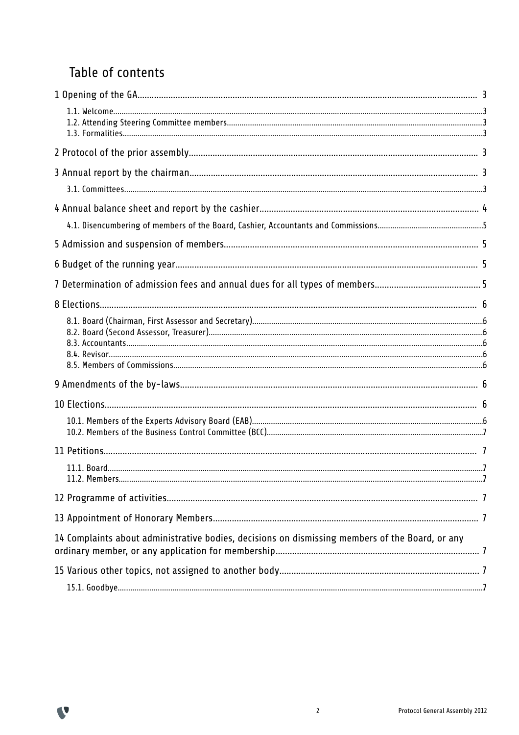## Table of contents

1 Opening of the GA ..... 3
- 1.1. Welcome ..... 3
- 1.2. Attending Steering Committee members ..... 3
- 1.3. Formalities ..... 3

2 Protocol of the prior assembly ..... 3

3 Annual report by the chairman ..... 3
- 3.1. Committees ..... 3

4 Annual balance sheet and report by the cashier ..... 4
- 4.1. Disencumbering of members of the Board, Cashier, Accountants and Commissions ..... 5

5 Admission and suspension of members ..... 5

6 Budget of the running year ..... 5

7 Determination of admission fees and annual dues for all types of members ..... 5

8 Elections ..... 6
- 8.1. Board (Chairman, First Assessor and Secretary) ..... 6
- 8.2. Board (Second Assessor, Treasurer) ..... 6
- 8.3. Accountants ..... 6
- 8.4. Revisor ..... 6
- 8.5. Members of Commissions ..... 6

9 Amendments of the by-laws ..... 6

10 Elections ..... 6
- 10.1. Members of the Experts Advisory Board (EAB) ..... 6
- 10.2. Members of the Business Control Committee (BCC) ..... 7

11 Petitions ..... 7
- 11.1. Board ..... 7
- 11.2. Members ..... 7

12 Programme of activities ..... 7

13 Appointment of Honorary Members ..... 7

14 Complaints about administrative bodies, decisions on dismissing members of the Board, or any ordinary member, or any application for membership ..... 7

15 Various other topics, not assigned to another body ..... 7
- 15.1. Goodbye ..... 7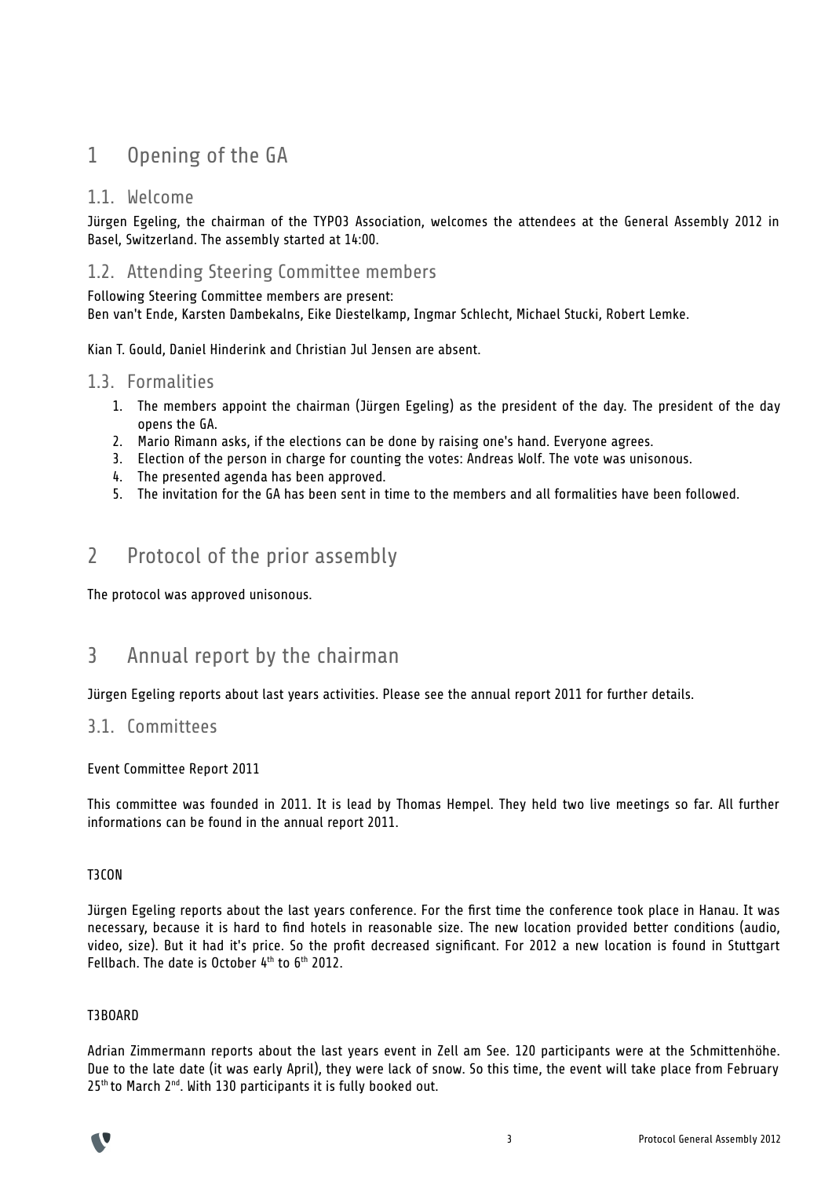# 1 Opening of the GA

## 1.1. Welcome

Jürgen Egeling, the chairman of the TYPO3 Association, welcomes the attendees at the General Assembly 2012 in Basel, Switzerland. The assembly started at 14:00.

## 1.2. Attending Steering Committee members

Following Steering Committee members are present:
Ben van't Ende, Karsten Dambekalns, Eike Diestelkamp, Ingmar Schlecht, Michael Stucki, Robert Lemke.

Kian T. Gould, Daniel Hinderink and Christian Jul Jensen are absent.

## 1.3. Formalities

1. The members appoint the chairman (Jürgen Egeling) as the president of the day. The president of the day opens the GA.
2. Mario Rimann asks, if the elections can be done by raising one's hand. Everyone agrees.
3. Election of the person in charge for counting the votes: Andreas Wolf. The vote was unisonous.
4. The presented agenda has been approved.
5. The invitation for the GA has been sent in time to the members and all formalities have been followed.

# 2 Protocol of the prior assembly

The protocol was approved unisonous.

# 3 Annual report by the chairman

Jürgen Egeling reports about last years activities. Please see the annual report 2011 for further details.

## 3.1. Committees

Event Committee Report 2011

This committee was founded in 2011. It is lead by Thomas Hempel. They held two live meetings so far. All further informations can be found in the annual report 2011.

T3CON

Jürgen Egeling reports about the last years conference. For the first time the conference took place in Hanau. It was necessary, because it is hard to find hotels in reasonable size. The new location provided better conditions (audio, video, size). But it had it's price. So the profit decreased significant. For 2012 a new location is found in Stuttgart Fellbach. The date is October 4th to 6th 2012.

T3BOARD

Adrian Zimmermann reports about the last years event in Zell am See. 120 participants were at the Schmittenhöhe. Due to the late date (it was early April), they were lack of snow. So this time, the event will take place from February 25th to March 2nd. With 130 participants it is fully booked out.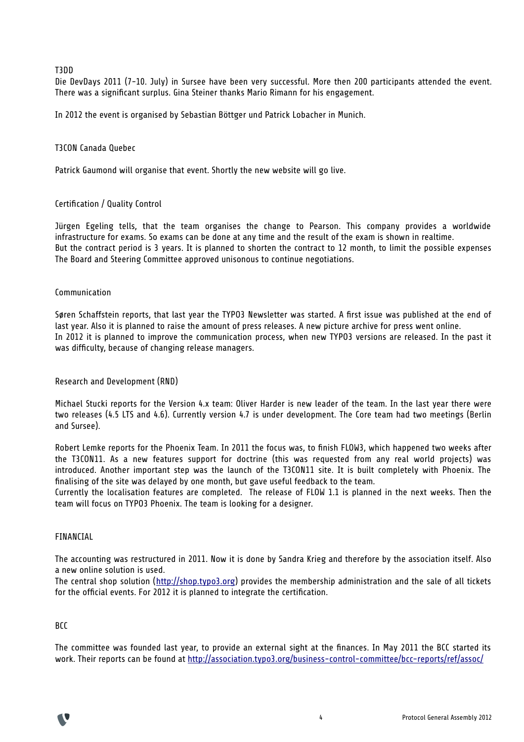### T3DD

Die DevDays 2011 (7-10. July) in Sursee have been very successful. More then 200 participants attended the event. There was a significant surplus. Gina Steiner thanks Mario Rimann for his engagement.

In 2012 the event is organised by Sebastian Böttger und Patrick Lobacher in Munich.

### T3CON Canada Quebec

Patrick Gaumond will organise that event. Shortly the new website will go live.

### Certification / Quality Control

Jürgen Egeling tells, that the team organises the change to Pearson. This company provides a worldwide infrastructure for exams. So exams can be done at any time and the result of the exam is shown in realtime.
But the contract period is 3 years. It is planned to shorten the contract to 12 month, to limit the possible expenses
The Board and Steering Committee approved unisonous to continue negotiations.

### Communication

Søren Schaffstein reports, that last year the TYPO3 Newsletter was started. A first issue was published at the end of last year. Also it is planned to raise the amount of press releases. A new picture archive for press went online.
In 2012 it is planned to improve the communication process, when new TYPO3 versions are released. In the past it was difficulty, because of changing release managers.

### Research and Development (RND)

Michael Stucki reports for the Version 4.x team: Oliver Harder is new leader of the team. In the last year there were two releases (4.5 LTS and 4.6). Currently version 4.7 is under development. The Core team had two meetings (Berlin and Sursee).

Robert Lemke reports for the Phoenix Team. In 2011 the focus was, to finish FLOW3, which happened two weeks after the T3CON11. As a new features support for doctrine (this was requested from any real world projects) was introduced. Another important step was the launch of the T3CON11 site. It is built completely with Phoenix. The finalising of the site was delayed by one month, but gave useful feedback to the team.
Currently the localisation features are completed. The release of FLOW 1.1 is planned in the next weeks. Then the team will focus on TYPO3 Phoenix. The team is looking for a designer.

### FINANCIAL

The accounting was restructured in 2011. Now it is done by Sandra Krieg and therefore by the association itself. Also a new online solution is used.
The central shop solution (http://shop.typo3.org) provides the membership administration and the sale of all tickets for the official events. For 2012 it is planned to integrate the certification.

### BCC

The committee was founded last year, to provide an external sight at the finances. In May 2011 the BCC started its work. Their reports can be found at http://association.typo3.org/business-control-committee/bcc-reports/ref/assoc/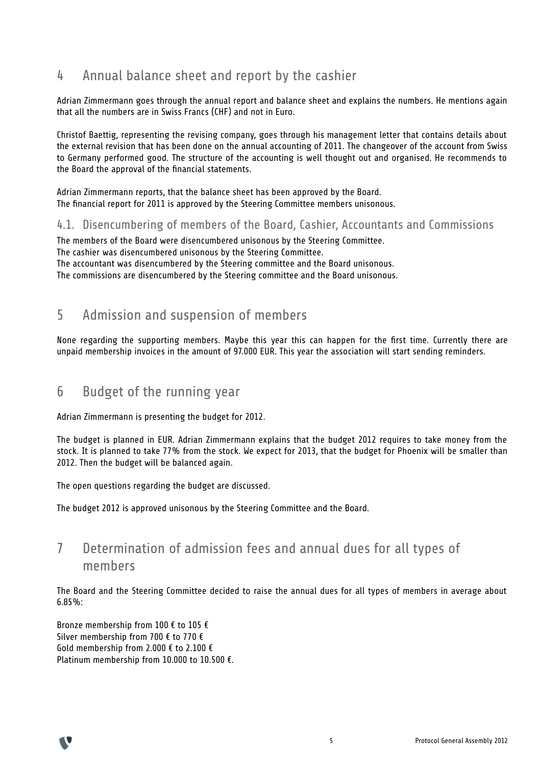## 4 Annual balance sheet and report by the cashier

Adrian Zimmermann goes through the annual report and balance sheet and explains the numbers. He mentions again that all the numbers are in Swiss Francs (CHF) and not in Euro.

Christof Baettig, representing the revising company, goes through his management letter that contains details about the external revision that has been done on the annual accounting of 2011. The changeover of the account from Swiss to Germany performed good. The structure of the accounting is well thought out and organised. He recommends to the Board the approval of the financial statements.

Adrian Zimmermann reports, that the balance sheet has been approved by the Board.
The financial report for 2011 is approved by the Steering Committee members unisonous.

### 4.1. Disencumbering of members of the Board, Cashier, Accountants and Commissions

The members of the Board were disencumbered unisonous by the Steering Committee.
The cashier was disencumbered unisonous by the Steering Committee.
The accountant was disencumbered by the Steering committee and the Board unisonous.
The commissions are disencumbered by the Steering committee and the Board unisonous.

## 5 Admission and suspension of members

None regarding the supporting members. Maybe this year this can happen for the first time. Currently there are unpaid membership invoices in the amount of 97.000 EUR. This year the association will start sending reminders.

## 6 Budget of the running year

Adrian Zimmermann is presenting the budget for 2012.

The budget is planned in EUR. Adrian Zimmermann explains that the budget 2012 requires to take money from the stock. It is planned to take 77% from the stock. We expect for 2013, that the budget for Phoenix will be smaller than 2012. Then the budget will be balanced again.

The open questions regarding the budget are discussed.

The budget 2012 is approved unisonous by the Steering Committee and the Board.

## 7 Determination of admission fees and annual dues for all types of members

The Board and the Steering Committee decided to raise the annual dues for all types of members in average about 6.85%:

Bronze membership from 100 € to 105 €
Silver membership from 700 € to 770 €
Gold membership from 2.000 € to 2.100 €
Platinum membership from 10.000 to 10.500 €.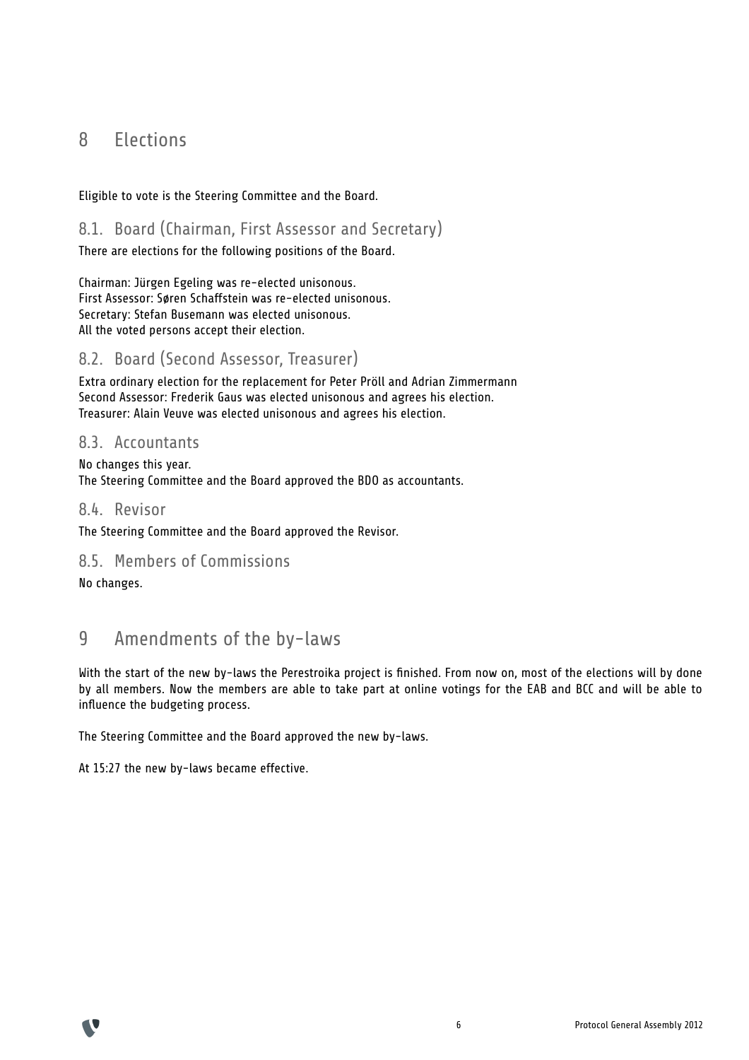# 8 Elections

Eligible to vote is the Steering Committee and the Board.

## 8.1. Board (Chairman, First Assessor and Secretary)

There are elections for the following positions of the Board.

Chairman: Jürgen Egeling was re-elected unisonous.
First Assessor: Søren Schaffstein was re-elected unisonous.
Secretary: Stefan Busemann was elected unisonous.
All the voted persons accept their election.

## 8.2. Board (Second Assessor, Treasurer)

Extra ordinary election for the replacement for Peter Pröll and Adrian Zimmermann
Second Assessor: Frederik Gaus was elected unisonous and agrees his election.
Treasurer: Alain Veuve was elected unisonous and agrees his election.

## 8.3. Accountants

No changes this year.
The Steering Committee and the Board approved the BDO as accountants.

## 8.4. Revisor

The Steering Committee and the Board approved the Revisor.

## 8.5. Members of Commissions

No changes.

# 9 Amendments of the by-laws

With the start of the new by-laws the Perestroika project is finished. From now on, most of the elections will by done by all members. Now the members are able to take part at online votings for the EAB and BCC and will be able to influence the budgeting process.

The Steering Committee and the Board approved the new by-laws.

At 15:27 the new by-laws became effective.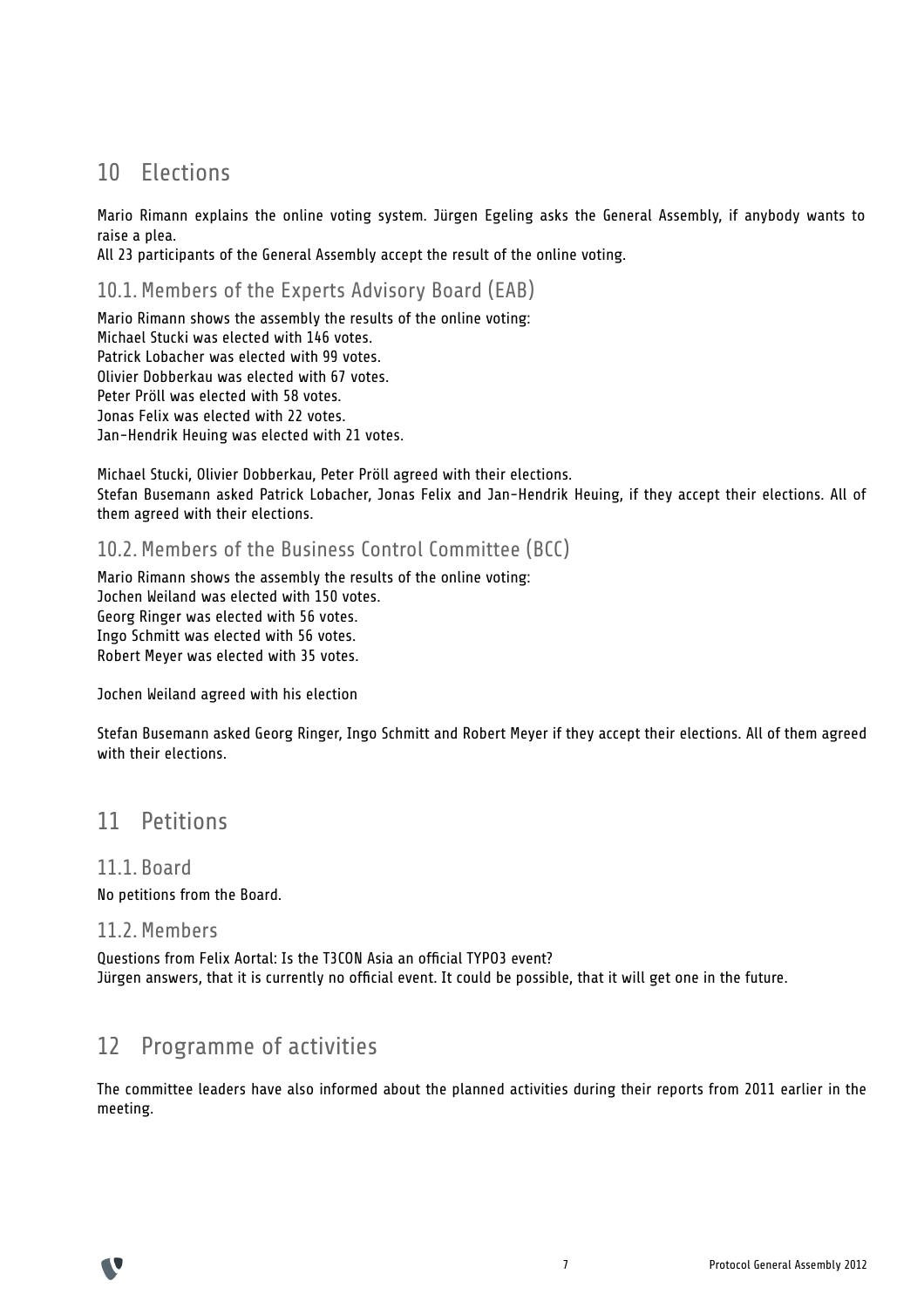# 10 Elections

Mario Rimann explains the online voting system. Jürgen Egeling asks the General Assembly, if anybody wants to raise a plea.
All 23 participants of the General Assembly accept the result of the online voting.

## 10.1. Members of the Experts Advisory Board (EAB)

Mario Rimann shows the assembly the results of the online voting:
Michael Stucki was elected with 146 votes.
Patrick Lobacher was elected with 99 votes.
Olivier Dobberkau was elected with 67 votes.
Peter Pröll was elected with 58 votes.
Jonas Felix was elected with 22 votes.
Jan-Hendrik Heuing was elected with 21 votes.

Michael Stucki, Olivier Dobberkau, Peter Pröll agreed with their elections.
Stefan Busemann asked Patrick Lobacher, Jonas Felix and Jan-Hendrik Heuing, if they accept their elections. All of them agreed with their elections.

## 10.2. Members of the Business Control Committee (BCC)

Mario Rimann shows the assembly the results of the online voting:
Jochen Weiland was elected with 150 votes.
Georg Ringer was elected with 56 votes.
Ingo Schmitt was elected with 56 votes.
Robert Meyer was elected with 35 votes.

Jochen Weiland agreed with his election

Stefan Busemann asked Georg Ringer, Ingo Schmitt and Robert Meyer if they accept their elections. All of them agreed with their elections.

# 11 Petitions

## 11.1. Board

No petitions from the Board.

## 11.2. Members

Questions from Felix Aortal: Is the T3CON Asia an official TYPO3 event?
Jürgen answers, that it is currently no official event. It could be possible, that it will get one in the future.

# 12 Programme of activities

The committee leaders have also informed about the planned activities during their reports from 2011 earlier in the meeting.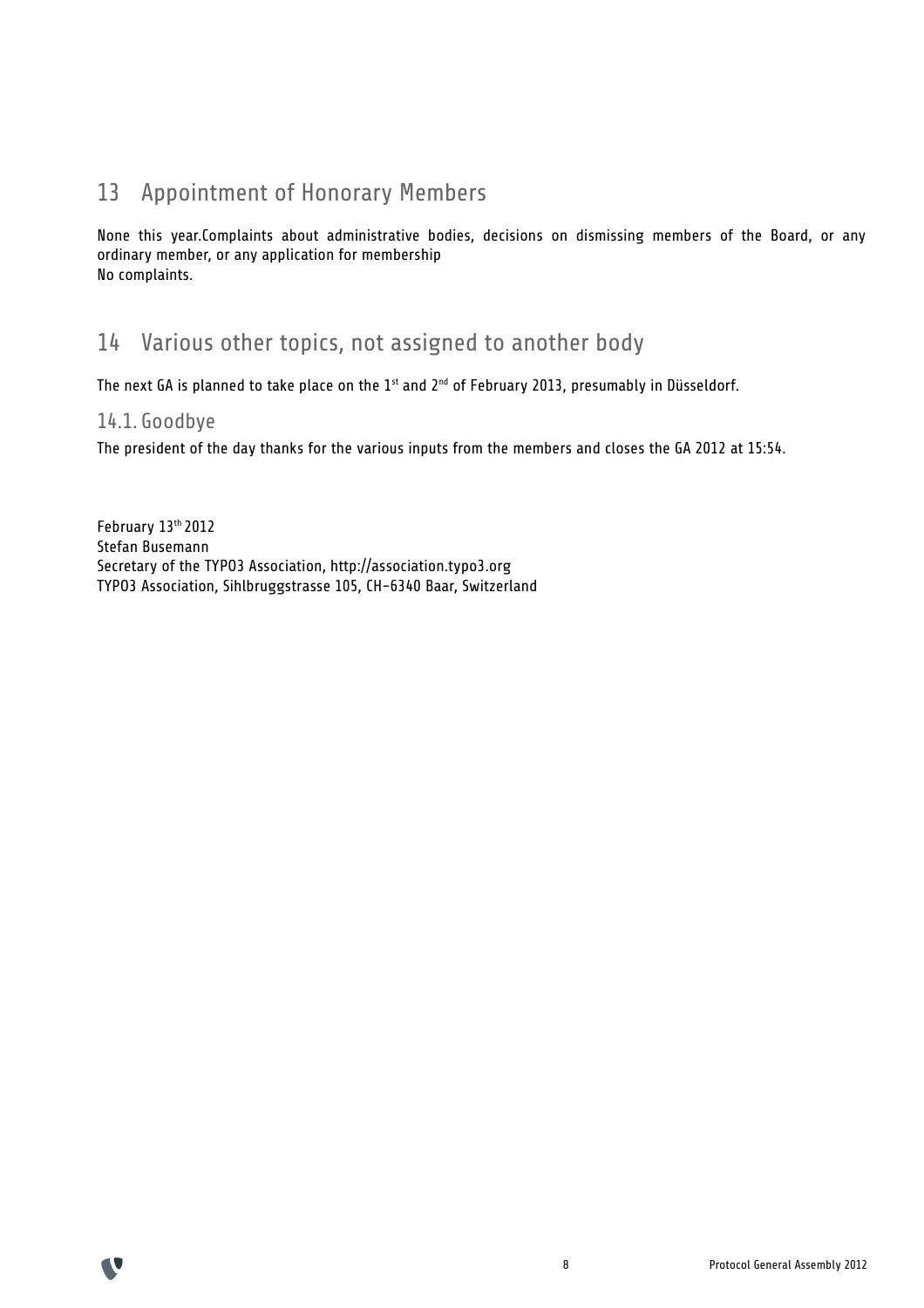## 13 Appointment of Honorary Members

None this year.Complaints about administrative bodies, decisions on dismissing members of the Board, or any ordinary member, or any application for membership
No complaints.

## 14 Various other topics, not assigned to another body

The next GA is planned to take place on the 1st and 2nd of February 2013, presumably in Düsseldorf.

### 14.1. Goodbye

The president of the day thanks for the various inputs from the members and closes the GA 2012 at 15:54.

February 13th 2012
Stefan Busemann
Secretary of the TYPO3 Association, http://association.typo3.org
TYPO3 Association, Sihlbruggstrasse 105, CH-6340 Baar, Switzerland